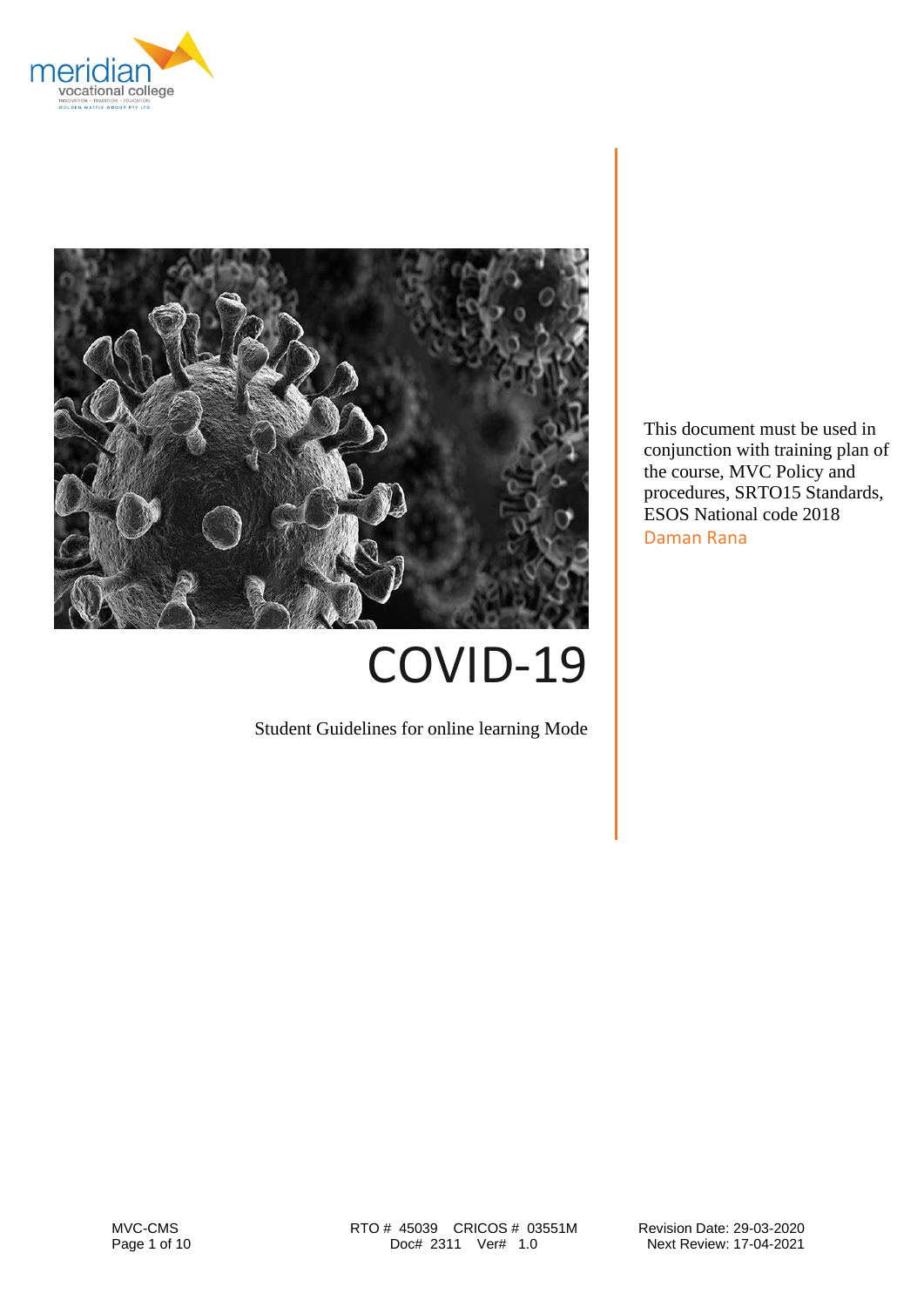# COVID-19

Student Guidelines for online learning Mode

This document must be used in conjunction with training plan of the course, MVC Policy and procedures, SRTO15 Standards, ESOS National code 2018

Daman Rana

MVC-CMS

RTO # 45039 CRICOS # 03551M
Doc# 2311 Ver# 1.0

Revision Date: 29-03-2020
Next Review: 17-04-2021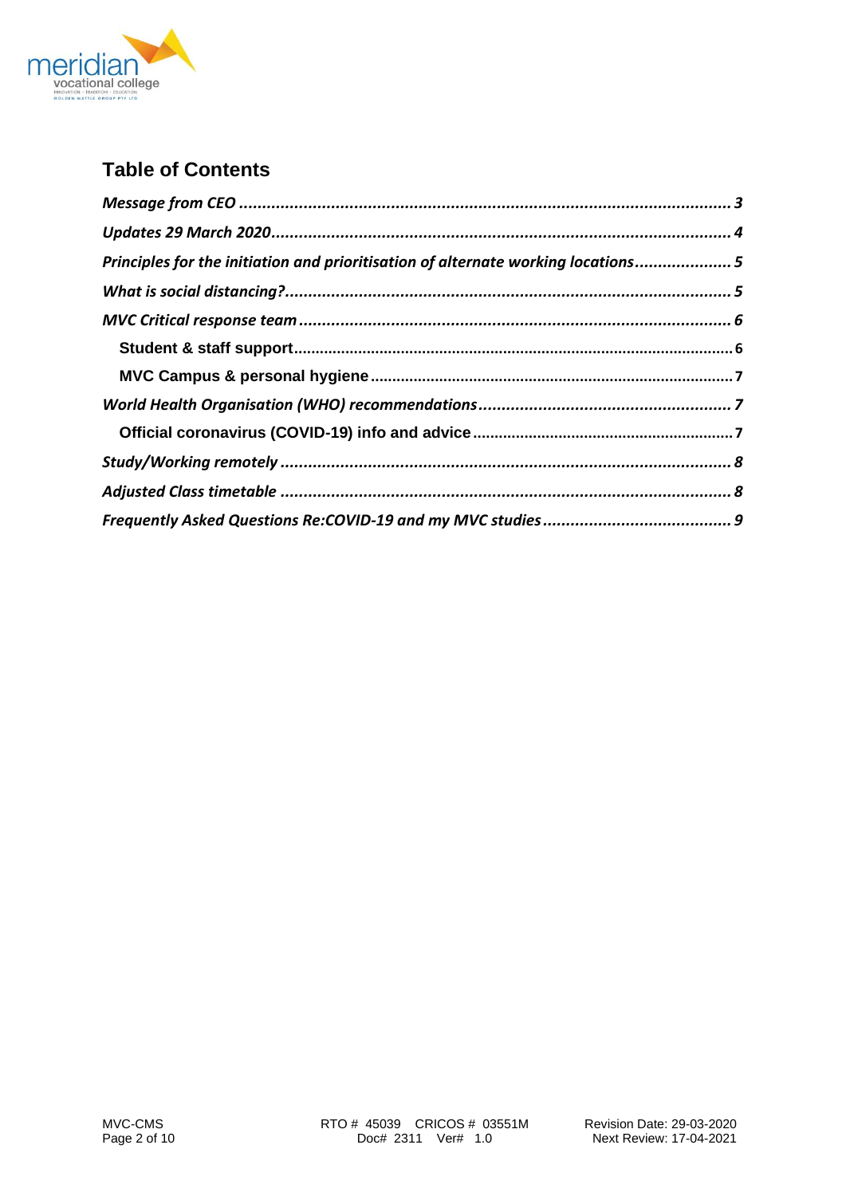## Table of Contents

*Message from CEO* ........................................................................................................ 3

*Updates 29 March 2020* ................................................................................................. 4

*Principles for the initiation and prioritisation of alternate working locations* .................... 5

*What is social distancing?* .............................................................................................. 5

*MVC Critical response team* ............................................................................................ 6

- **Student & staff support** ............................................................................................ 6
- **MVC Campus & personal hygiene** ............................................................................ 7

*World Health Organisation (WHO) recommendations* ...................................................... 7

- **Official coronavirus (COVID-19) info and advice** ........................................................ 7

*Study/Working remotely* ................................................................................................. 8

*Adjusted Class timetable* ................................................................................................ 8

*Frequently Asked Questions Re:COVID-19 and my MVC studies* ........................................ 9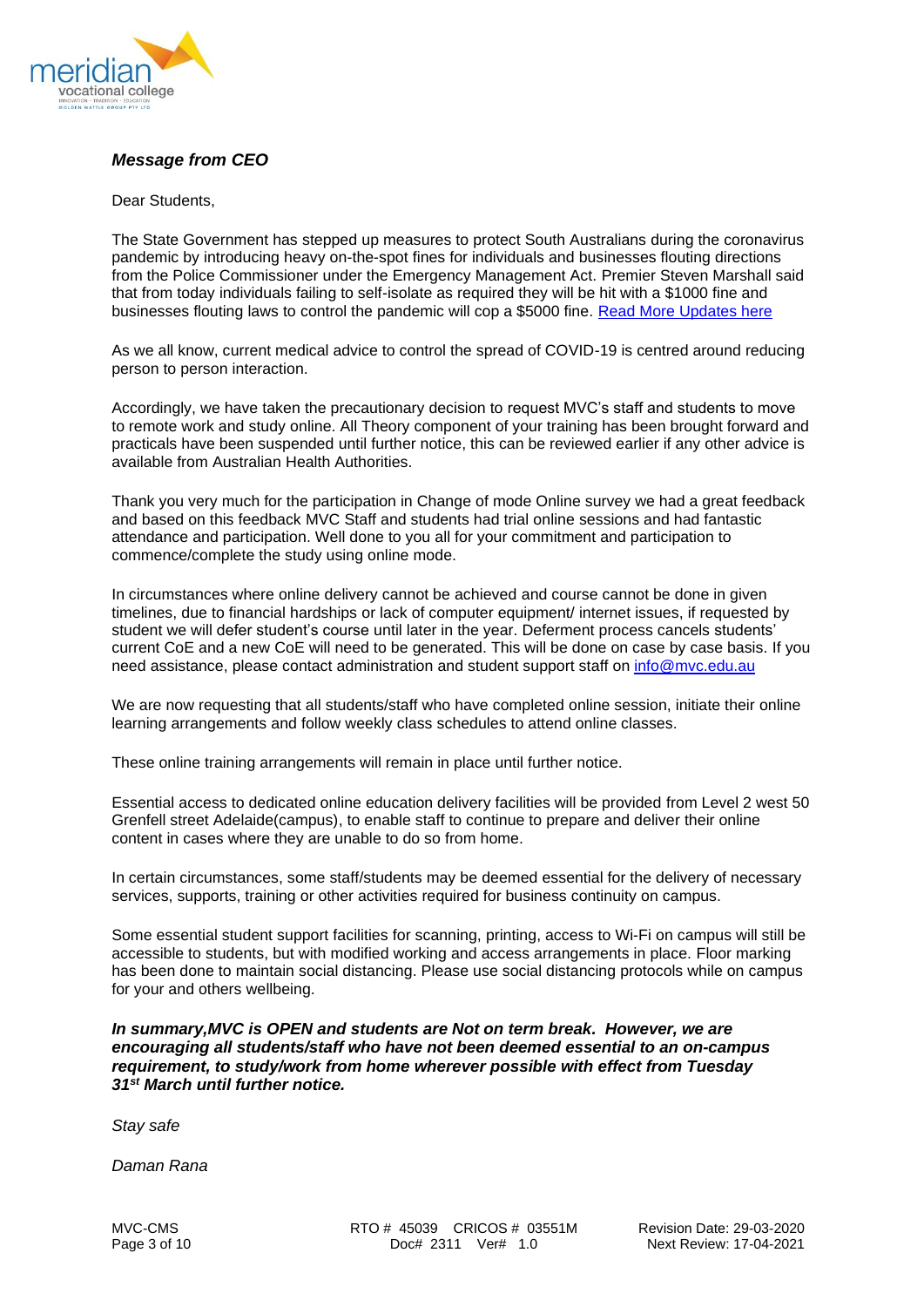***Message from CEO***

Dear Students,

The State Government has stepped up measures to protect South Australians during the coronavirus pandemic by introducing heavy on-the-spot fines for individuals and businesses flouting directions from the Police Commissioner under the Emergency Management Act. Premier Steven Marshall said that from today individuals failing to self-isolate as required they will be hit with a $1000 fine and businesses flouting laws to control the pandemic will cop a $5000 fine. [Read More Updates here]

As we all know, current medical advice to control the spread of COVID-19 is centred around reducing person to person interaction.

Accordingly, we have taken the precautionary decision to request MVC's staff and students to move to remote work and study online. All Theory component of your training has been brought forward and practicals have been suspended until further notice, this can be reviewed earlier if any other advice is available from Australian Health Authorities.

Thank you very much for the participation in Change of mode Online survey we had a great feedback and based on this feedback MVC Staff and students had trial online sessions and had fantastic attendance and participation. Well done to you all for your commitment and participation to commence/complete the study using online mode.

In circumstances where online delivery cannot be achieved and course cannot be done in given timelines, due to financial hardships or lack of computer equipment/ internet issues, if requested by student we will defer student's course until later in the year. Deferment process cancels students' current CoE and a new CoE will need to be generated. This will be done on case by case basis. If you need assistance, please contact administration and student support staff on info@mvc.edu.au

We are now requesting that all students/staff who have completed online session, initiate their online learning arrangements and follow weekly class schedules to attend online classes.

These online training arrangements will remain in place until further notice.

Essential access to dedicated online education delivery facilities will be provided from Level 2 west 50 Grenfell street Adelaide(campus), to enable staff to continue to prepare and deliver their online content in cases where they are unable to do so from home.

In certain circumstances, some staff/students may be deemed essential for the delivery of necessary services, supports, training or other activities required for business continuity on campus.

Some essential student support facilities for scanning, printing, access to Wi-Fi on campus will still be accessible to students, but with modified working and access arrangements in place. Floor marking has been done to maintain social distancing. Please use social distancing protocols while on campus for your and others wellbeing.

***In summary,MVC is OPEN and students are Not on term break. However, we are encouraging all students/staff who have not been deemed essential to an on-campus requirement, to study/work from home wherever possible with effect from Tuesday 31st March until further notice.***

*Stay safe*

*Daman Rana*

MVC-CMS | RTO # 45039 CRICOS # 03551M | Revision Date: 29-03-2020
Doc# 2311 Ver# 1.0 | Next Review: 17-04-2021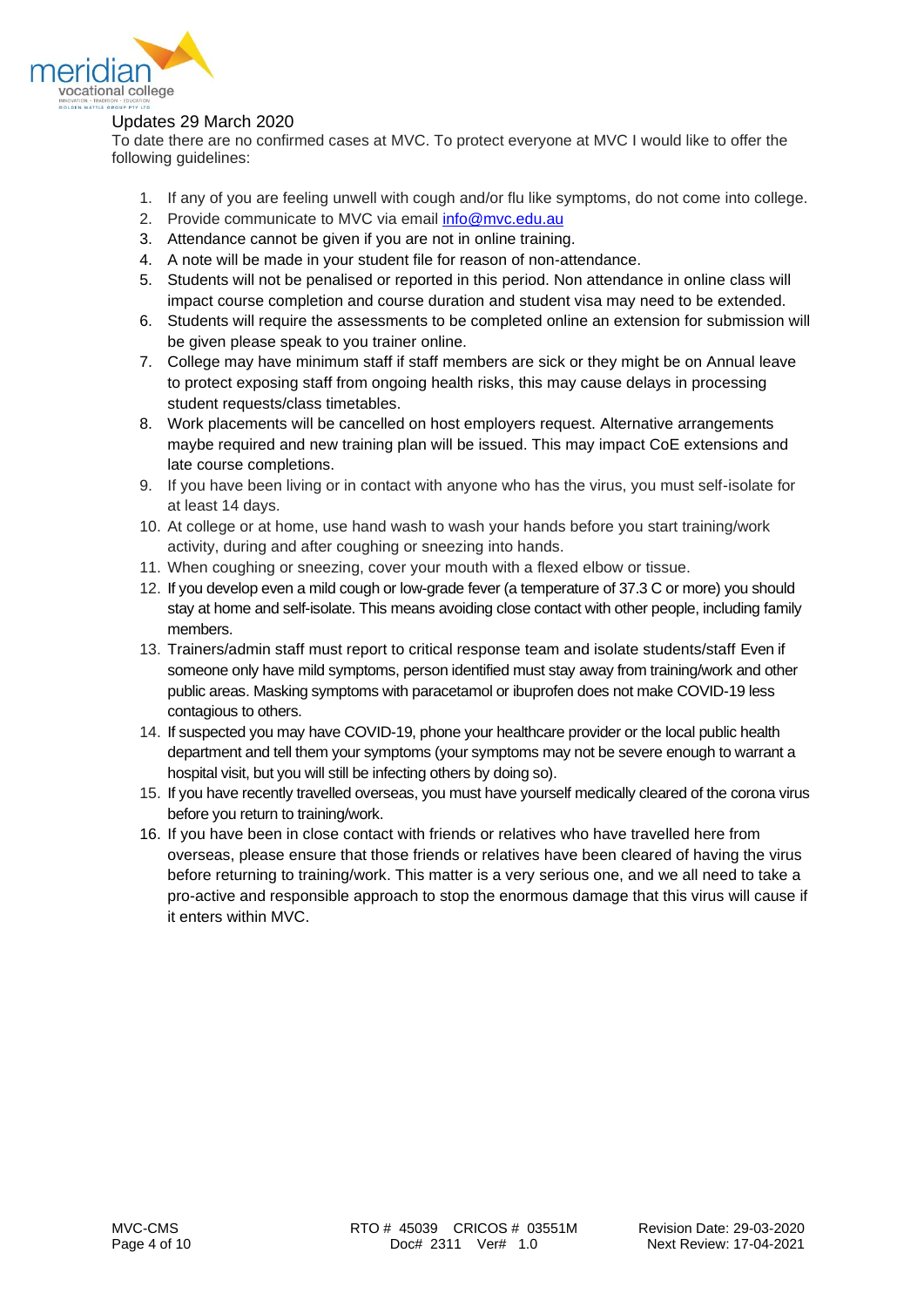## Updates 29 March 2020

To date there are no confirmed cases at MVC. To protect everyone at MVC I would like to offer the following guidelines:

1. If any of you are feeling unwell with cough and/or flu like symptoms, do not come into college.
2. Provide communicate to MVC via email info@mvc.edu.au
3. Attendance cannot be given if you are not in online training.
4. A note will be made in your student file for reason of non-attendance.
5. Students will not be penalised or reported in this period. Non attendance in online class will impact course completion and course duration and student visa may need to be extended.
6. Students will require the assessments to be completed online an extension for submission will be given please speak to you trainer online.
7. College may have minimum staff if staff members are sick or they might be on Annual leave to protect exposing staff from ongoing health risks, this may cause delays in processing student requests/class timetables.
8. Work placements will be cancelled on host employers request. Alternative arrangements maybe required and new training plan will be issued. This may impact CoE extensions and late course completions.
9. If you have been living or in contact with anyone who has the virus, you must self-isolate for at least 14 days.
10. At college or at home, use hand wash to wash your hands before you start training/work activity, during and after coughing or sneezing into hands.
11. When coughing or sneezing, cover your mouth with a flexed elbow or tissue.
12. If you develop even a mild cough or low-grade fever (a temperature of 37.3 C or more) you should stay at home and self-isolate. This means avoiding close contact with other people, including family members.
13. Trainers/admin staff must report to critical response team and isolate students/staff Even if someone only have mild symptoms, person identified must stay away from training/work and other public areas. Masking symptoms with paracetamol or ibuprofen does not make COVID-19 less contagious to others.
14. If suspected you may have COVID-19, phone your healthcare provider or the local public health department and tell them your symptoms (your symptoms may not be severe enough to warrant a hospital visit, but you will still be infecting others by doing so).
15. If you have recently travelled overseas, you must have yourself medically cleared of the corona virus before you return to training/work.
16. If you have been in close contact with friends or relatives who have travelled here from overseas, please ensure that those friends or relatives have been cleared of having the virus before returning to training/work. This matter is a very serious one, and we all need to take a pro-active and responsible approach to stop the enormous damage that this virus will cause if it enters within MVC.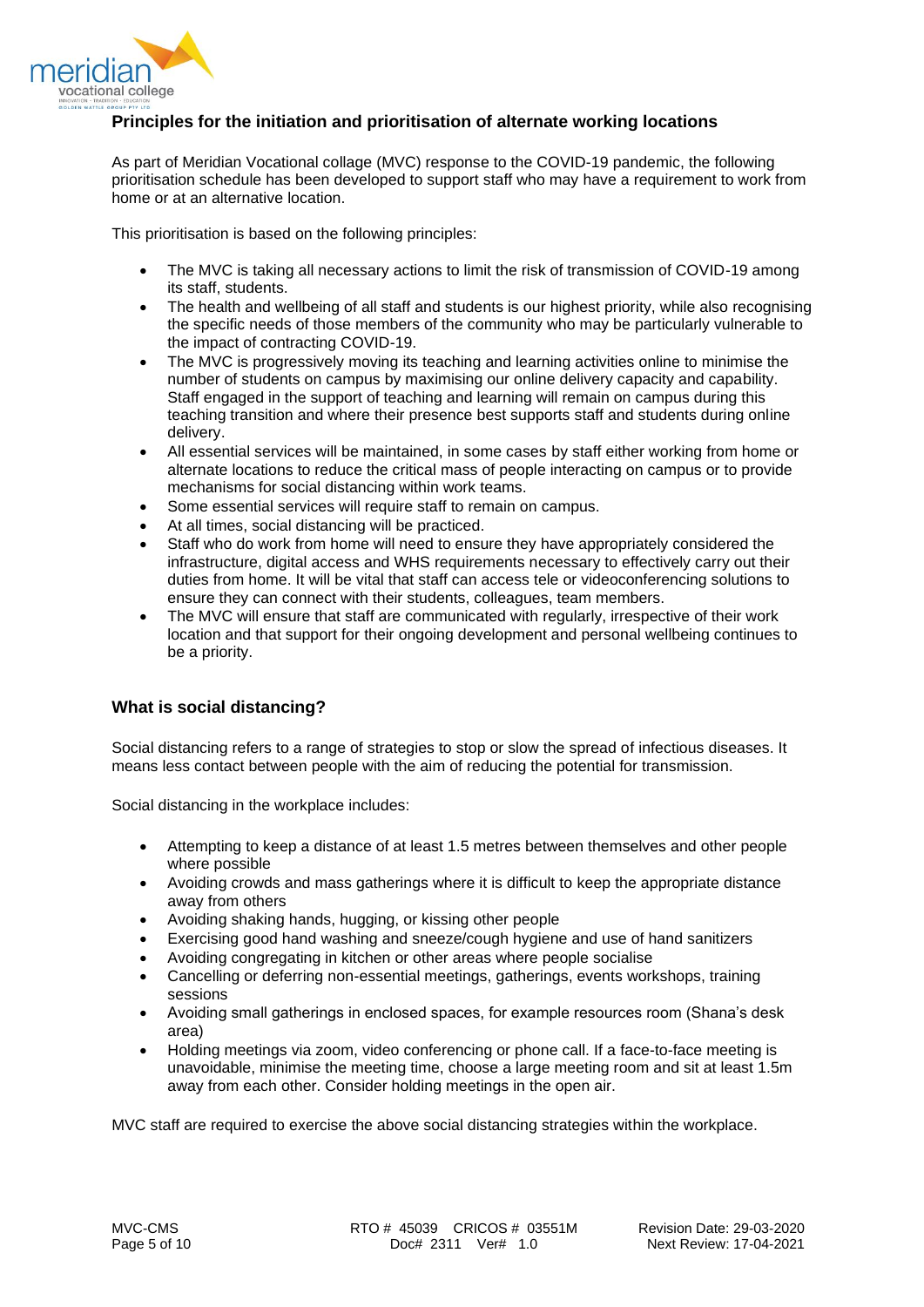## Principles for the initiation and prioritisation of alternate working locations

As part of Meridian Vocational collage (MVC) response to the COVID-19 pandemic, the following prioritisation schedule has been developed to support staff who may have a requirement to work from home or at an alternative location.

This prioritisation is based on the following principles:

- The MVC is taking all necessary actions to limit the risk of transmission of COVID-19 among its staff, students.
- The health and wellbeing of all staff and students is our highest priority, while also recognising the specific needs of those members of the community who may be particularly vulnerable to the impact of contracting COVID-19.
- The MVC is progressively moving its teaching and learning activities online to minimise the number of students on campus by maximising our online delivery capacity and capability. Staff engaged in the support of teaching and learning will remain on campus during this teaching transition and where their presence best supports staff and students during online delivery.
- All essential services will be maintained, in some cases by staff either working from home or alternate locations to reduce the critical mass of people interacting on campus or to provide mechanisms for social distancing within work teams.
- Some essential services will require staff to remain on campus.
- At all times, social distancing will be practiced.
- Staff who do work from home will need to ensure they have appropriately considered the infrastructure, digital access and WHS requirements necessary to effectively carry out their duties from home. It will be vital that staff can access tele or videoconferencing solutions to ensure they can connect with their students, colleagues, team members.
- The MVC will ensure that staff are communicated with regularly, irrespective of their work location and that support for their ongoing development and personal wellbeing continues to be a priority.

## What is social distancing?

Social distancing refers to a range of strategies to stop or slow the spread of infectious diseases. It means less contact between people with the aim of reducing the potential for transmission.

Social distancing in the workplace includes:

- Attempting to keep a distance of at least 1.5 metres between themselves and other people where possible
- Avoiding crowds and mass gatherings where it is difficult to keep the appropriate distance away from others
- Avoiding shaking hands, hugging, or kissing other people
- Exercising good hand washing and sneeze/cough hygiene and use of hand sanitizers
- Avoiding congregating in kitchen or other areas where people socialise
- Cancelling or deferring non-essential meetings, gatherings, events workshops, training sessions
- Avoiding small gatherings in enclosed spaces, for example resources room (Shana's desk area)
- Holding meetings via zoom, video conferencing or phone call. If a face-to-face meeting is unavoidable, minimise the meeting time, choose a large meeting room and sit at least 1.5m away from each other. Consider holding meetings in the open air.

MVC staff are required to exercise the above social distancing strategies within the workplace.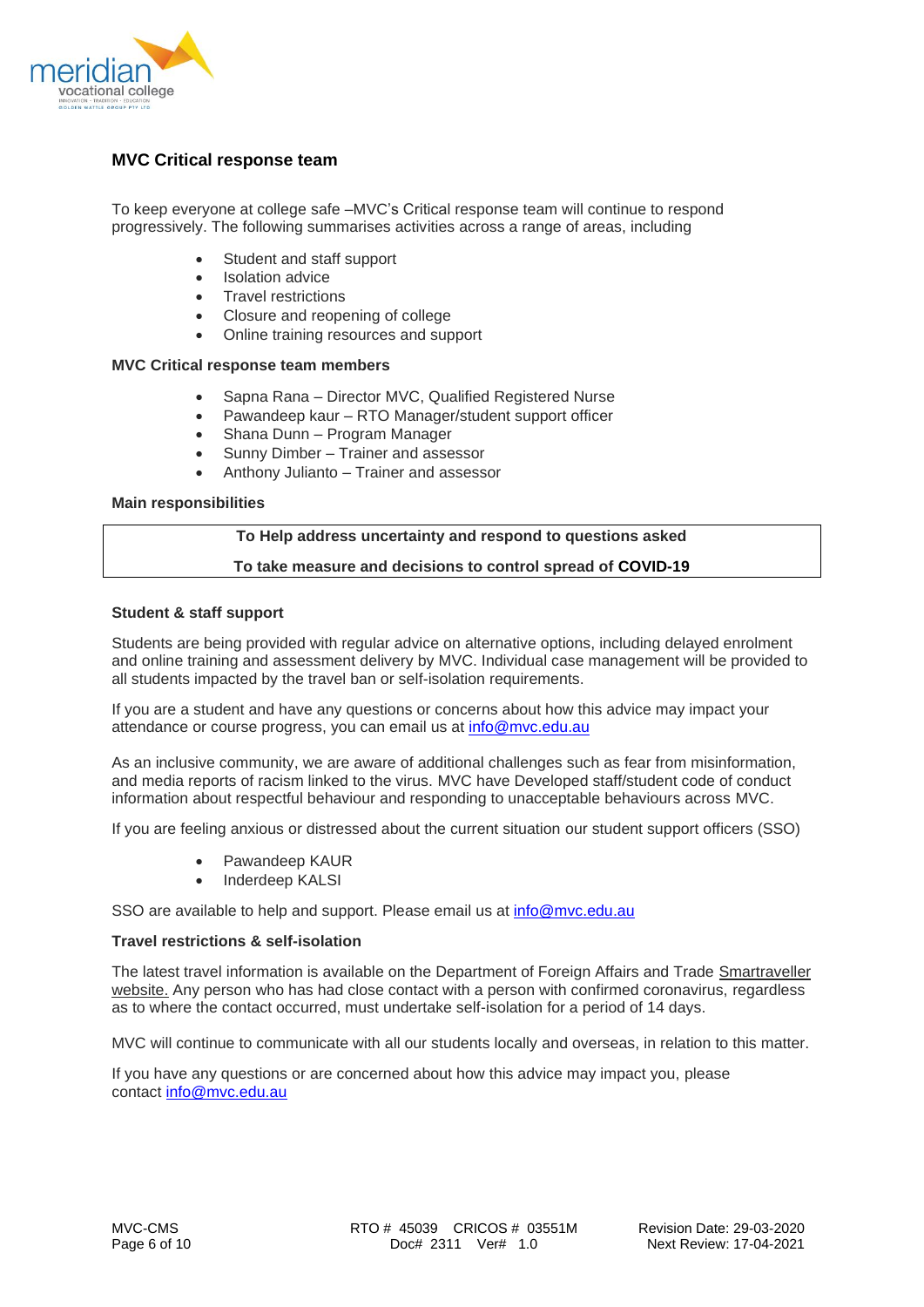## MVC Critical response team

To keep everyone at college safe –MVC's Critical response team will continue to respond progressively. The following summarises activities across a range of areas, including

- Student and staff support
- Isolation advice
- Travel restrictions
- Closure and reopening of college
- Online training resources and support

### MVC Critical response team members

- Sapna Rana – Director MVC, Qualified Registered Nurse
- Pawandeep kaur – RTO Manager/student support officer
- Shana Dunn – Program Manager
- Sunny Dimber – Trainer and assessor
- Anthony Julianto – Trainer and assessor

### Main responsibilities

| To Help address uncertainty and respond to questions asked |
|---|
| To take measure and decisions to control spread of COVID-19 |

### Student & staff support

Students are being provided with regular advice on alternative options, including delayed enrolment and online training and assessment delivery by MVC. Individual case management will be provided to all students impacted by the travel ban or self-isolation requirements.

If you are a student and have any questions or concerns about how this advice may impact your attendance or course progress, you can email us at info@mvc.edu.au

As an inclusive community, we are aware of additional challenges such as fear from misinformation, and media reports of racism linked to the virus. MVC have Developed staff/student code of conduct information about respectful behaviour and responding to unacceptable behaviours across MVC.

If you are feeling anxious or distressed about the current situation our student support officers (SSO)

- Pawandeep KAUR
- Inderdeep KALSI

SSO are available to help and support. Please email us at info@mvc.edu.au

### Travel restrictions & self-isolation

The latest travel information is available on the Department of Foreign Affairs and Trade Smartraveller website. Any person who has had close contact with a person with confirmed coronavirus, regardless as to where the contact occurred, must undertake self-isolation for a period of 14 days.

MVC will continue to communicate with all our students locally and overseas, in relation to this matter.

If you have any questions or are concerned about how this advice may impact you, please contact info@mvc.edu.au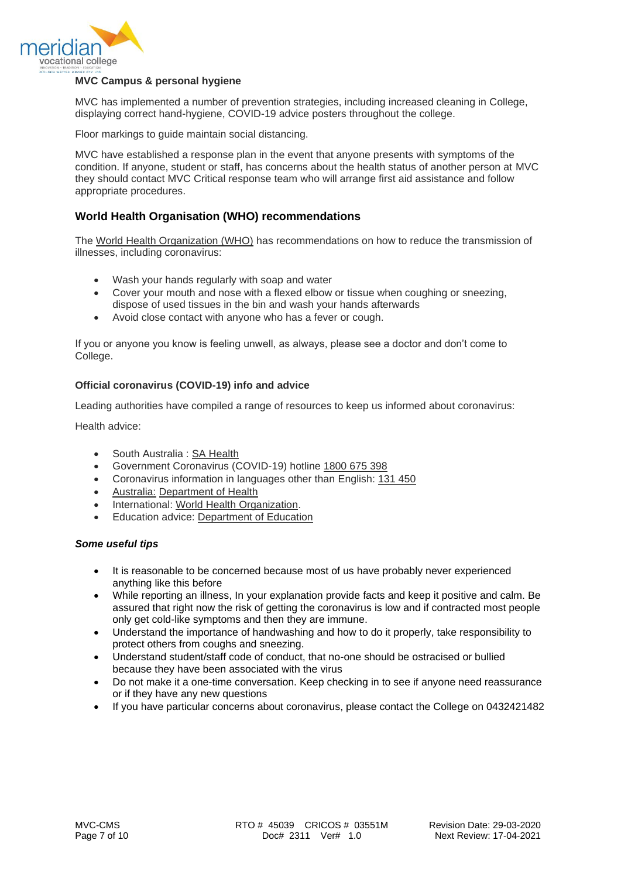**MVC Campus & personal hygiene**

MVC has implemented a number of prevention strategies, including increased cleaning in College, displaying correct hand-hygiene, COVID-19 advice posters throughout the college.

Floor markings to guide maintain social distancing.

MVC have established a response plan in the event that anyone presents with symptoms of the condition. If anyone, student or staff, has concerns about the health status of another person at MVC they should contact MVC Critical response team who will arrange first aid assistance and follow appropriate procedures.

## World Health Organisation (WHO) recommendations

The World Health Organization (WHO) has recommendations on how to reduce the transmission of illnesses, including coronavirus:

- Wash your hands regularly with soap and water
- Cover your mouth and nose with a flexed elbow or tissue when coughing or sneezing, dispose of used tissues in the bin and wash your hands afterwards
- Avoid close contact with anyone who has a fever or cough.

If you or anyone you know is feeling unwell, as always, please see a doctor and don't come to College.

**Official coronavirus (COVID-19) info and advice**

Leading authorities have compiled a range of resources to keep us informed about coronavirus:

Health advice:

- South Australia : SA Health
- Government Coronavirus (COVID-19) hotline 1800 675 398
- Coronavirus information in languages other than English: 131 450
- Australia: Department of Health
- International: World Health Organization.
- Education advice: Department of Education

***Some useful tips***

- It is reasonable to be concerned because most of us have probably never experienced anything like this before
- While reporting an illness, In your explanation provide facts and keep it positive and calm. Be assured that right now the risk of getting the coronavirus is low and if contracted most people only get cold-like symptoms and then they are immune.
- Understand the importance of handwashing and how to do it properly, take responsibility to protect others from coughs and sneezing.
- Understand student/staff code of conduct, that no-one should be ostracised or bullied because they have been associated with the virus
- Do not make it a one-time conversation. Keep checking in to see if anyone need reassurance or if they have any new questions
- If you have particular concerns about coronavirus, please contact the College on 0432421482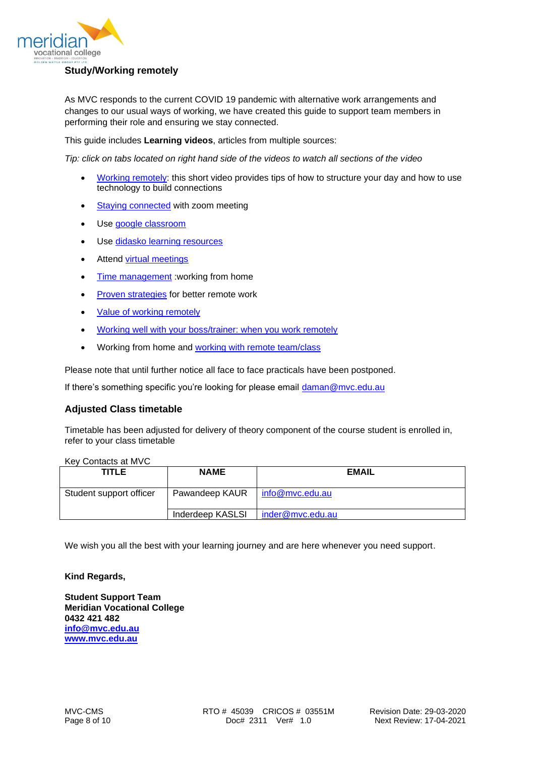## Study/Working remotely

As MVC responds to the current COVID 19 pandemic with alternative work arrangements and changes to our usual ways of working, we have created this guide to support team members in performing their role and ensuring we stay connected.

This guide includes **Learning videos**, articles from multiple sources:

*Tip: click on tabs located on right hand side of the videos to watch all sections of the video*

- Working remotely: this short video provides tips of how to structure your day and how to use technology to build connections
- Staying connected with zoom meeting
- Use google classroom
- Use didasko learning resources
- Attend virtual meetings
- Time management :working from home
- Proven strategies for better remote work
- Value of working remotely
- Working well with your boss/trainer: when you work remotely
- Working from home and working with remote team/class

Please note that until further notice all face to face practicals have been postponed.

If there's something specific you're looking for please email daman@mvc.edu.au

## Adjusted Class timetable

Timetable has been adjusted for delivery of theory component of the course student is enrolled in, refer to your class timetable

Key Contacts at MVC

| TITLE | NAME | EMAIL |
|---|---|---|
| Student support officer | Pawandeep KAUR | info@mvc.edu.au |
| | Inderdeep KASLSI | inder@mvc.edu.au |

We wish you all the best with your learning journey and are here whenever you need support.

**Kind Regards,**

**Student Support Team**
**Meridian Vocational College**
**0432 421 482**
**info@mvc.edu.au**
**www.mvc.edu.au**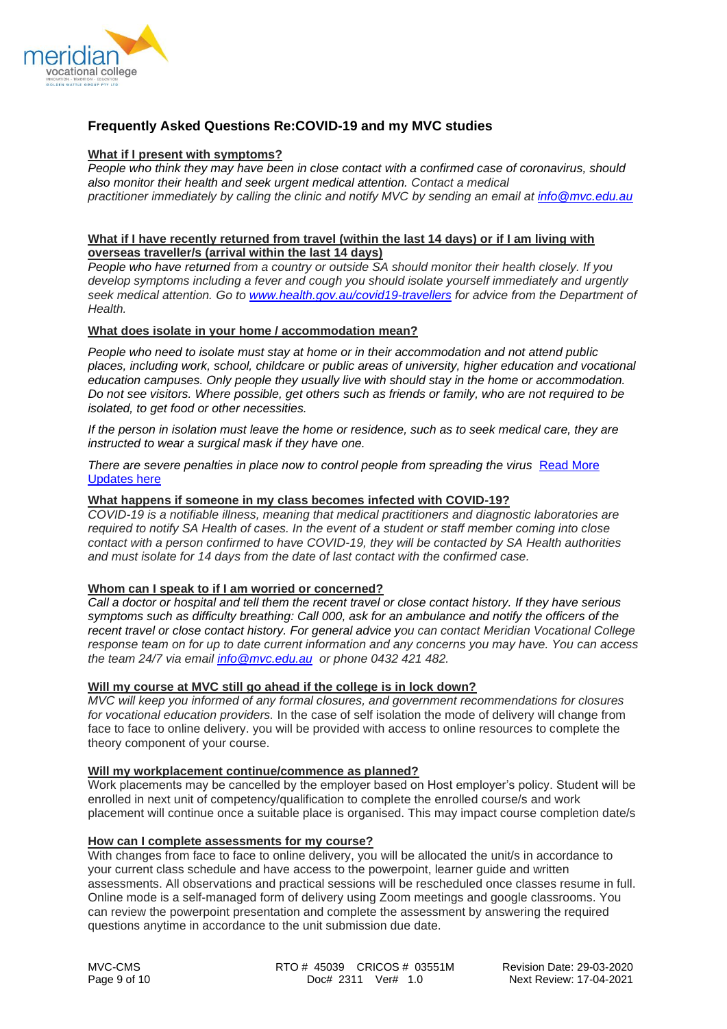## Frequently Asked Questions Re:COVID-19 and my MVC studies

**What if I present with symptoms?**

*People who think they may have been in close contact with a confirmed case of coronavirus, should also monitor their health and seek urgent medical attention. Contact a medical practitioner immediately by calling the clinic and notify MVC by sending an email at [info@mvc.edu.au](mailto:info@mvc.edu.au)*

**What if I have recently returned from travel (within the last 14 days) or if I am living with overseas traveller/s (arrival within the last 14 days)**

*People who have returned from a country or outside SA should monitor their health closely. If you develop symptoms including a fever and cough you should isolate yourself immediately and urgently seek medical attention. Go to [www.health.gov.au/covid19-travellers](http://www.health.gov.au/covid19-travellers) for advice from the Department of Health.*

**What does isolate in your home / accommodation mean?**

*People who need to isolate must stay at home or in their accommodation and not attend public places, including work, school, childcare or public areas of university, higher education and vocational education campuses. Only people they usually live with should stay in the home or accommodation. Do not see visitors. Where possible, get others such as friends or family, who are not required to be isolated, to get food or other necessities.*

*If the person in isolation must leave the home or residence, such as to seek medical care, they are instructed to wear a surgical mask if they have one.*

*There are severe penalties in place now to control people from spreading the virus* Read More Updates here

**What happens if someone in my class becomes infected with COVID-19?**

*COVID-19 is a notifiable illness, meaning that medical practitioners and diagnostic laboratories are required to notify SA Health of cases. In the event of a student or staff member coming into close contact with a person confirmed to have COVID-19, they will be contacted by SA Health authorities and must isolate for 14 days from the date of last contact with the confirmed case.*

**Whom can I speak to if I am worried or concerned?**

*Call a doctor or hospital and tell them the recent travel or close contact history. If they have serious symptoms such as difficulty breathing: Call 000, ask for an ambulance and notify the officers of the recent travel or close contact history. For general advice you can contact Meridian Vocational College response team on for up to date current information and any concerns you may have. You can access the team 24/7 via email [info@mvc.edu.au](mailto:info@mvc.edu.au) or phone 0432 421 482.*

**Will my course at MVC still go ahead if the college is in lock down?**

*MVC will keep you informed of any formal closures, and government recommendations for closures for vocational education providers.* In the case of self isolation the mode of delivery will change from face to face to online delivery. you will be provided with access to online resources to complete the theory component of your course.

**Will my workplacement continue/commence as planned?**

Work placements may be cancelled by the employer based on Host employer's policy. Student will be enrolled in next unit of competency/qualification to complete the enrolled course/s and work placement will continue once a suitable place is organised. This may impact course completion date/s

**How can I complete assessments for my course?**

With changes from face to face to online delivery, you will be allocated the unit/s in accordance to your current class schedule and have access to the powerpoint, learner guide and written assessments. All observations and practical sessions will be rescheduled once classes resume in full. Online mode is a self-managed form of delivery using Zoom meetings and google classrooms. You can review the powerpoint presentation and complete the assessment by answering the required questions anytime in accordance to the unit submission due date.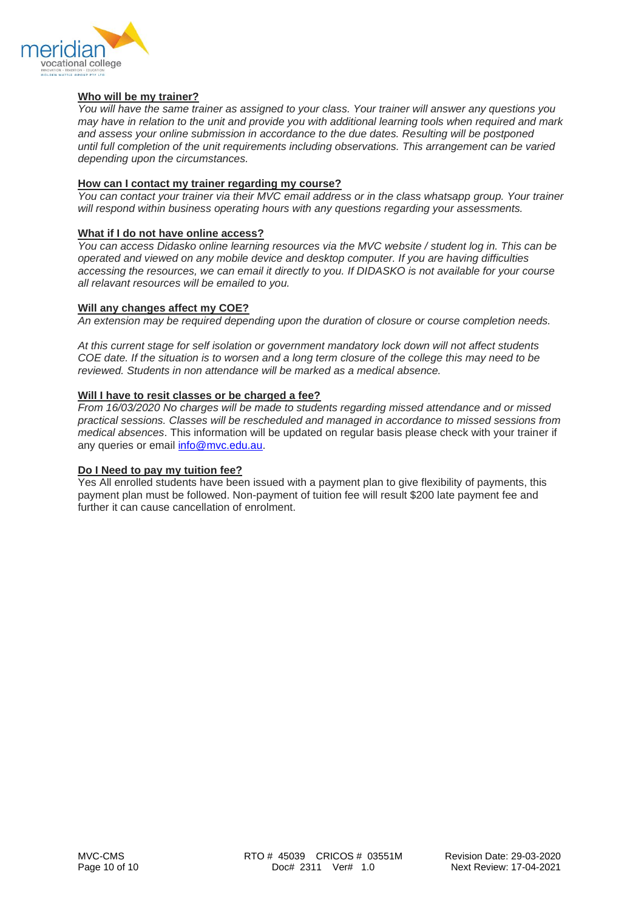**Who will be my trainer?**

*You will have the same trainer as assigned to your class. Your trainer will answer any questions you may have in relation to the unit and provide you with additional learning tools when required and mark and assess your online submission in accordance to the due dates. Resulting will be postponed until full completion of the unit requirements including observations. This arrangement can be varied depending upon the circumstances.*

**How can I contact my trainer regarding my course?**

*You can contact your trainer via their MVC email address or in the class whatsapp group. Your trainer will respond within business operating hours with any questions regarding your assessments.*

**What if I do not have online access?**

*You can access Didasko online learning resources via the MVC website / student log in. This can be operated and viewed on any mobile device and desktop computer. If you are having difficulties accessing the resources, we can email it directly to you. If DIDASKO is not available for your course all relavant resources will be emailed to you.*

**Will any changes affect my COE?**

*An extension may be required depending upon the duration of closure or course completion needs.*

*At this current stage for self isolation or government mandatory lock down will not affect students COE date. If the situation is to worsen and a long term closure of the college this may need to be reviewed. Students in non attendance will be marked as a medical absence.*

**Will I have to resit classes or be charged a fee?**

*From 16/03/2020 No charges will be made to students regarding missed attendance and or missed practical sessions. Classes will be rescheduled and managed in accordance to missed sessions from medical absences*. This information will be updated on regular basis please check with your trainer if any queries or email info@mvc.edu.au.

**Do I Need to pay my tuition fee?**

Yes All enrolled students have been issued with a payment plan to give flexibility of payments, this payment plan must be followed. Non-payment of tuition fee will result $200 late payment fee and further it can cause cancellation of enrolment.